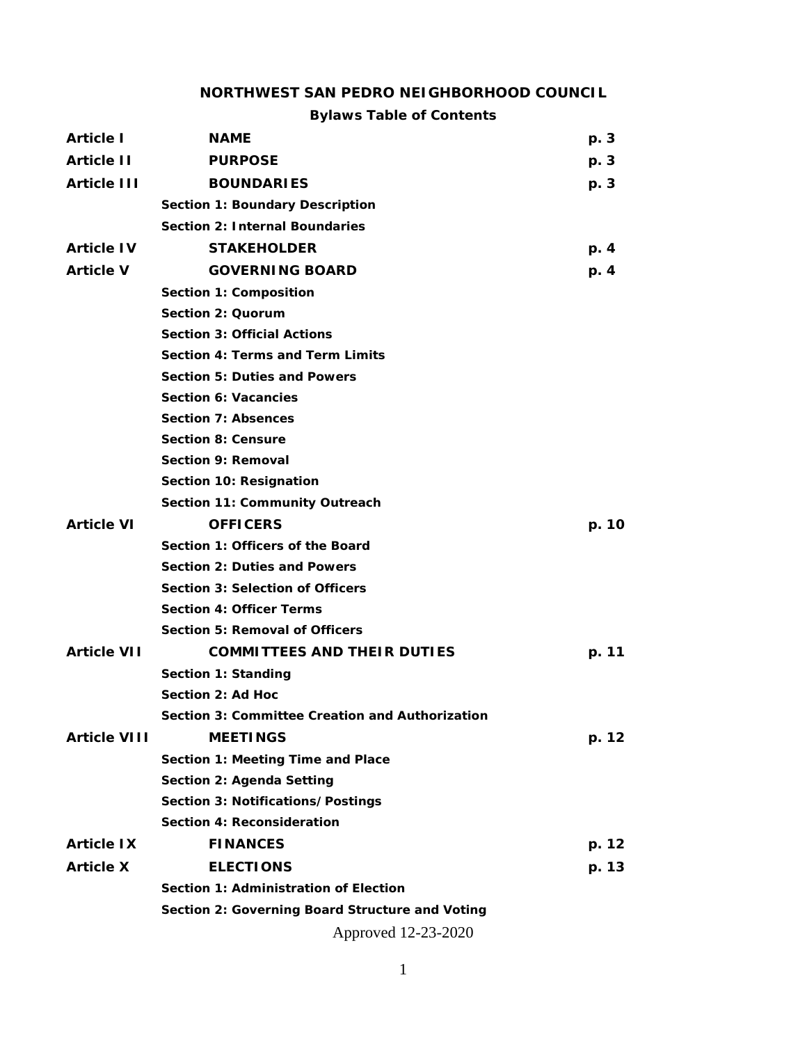# NORTHWEST SAN PEDRO NEIGHBORHOOD COUNCIL

## Bylaws Table of Contents

| | | |
|---|---|---|
| **Article I** | **NAME** | **p. 3** |
| **Article II** | **PURPOSE** | **p. 3** |
| **Article III** | **BOUNDARIES** | **p. 3** |
| | **Section 1: Boundary Description** | |
| | **Section 2: Internal Boundaries** | |
| **Article IV** | **STAKEHOLDER** | **p. 4** |
| **Article V** | **GOVERNING BOARD** | **p. 4** |
| | **Section 1: Composition** | |
| | **Section 2: Quorum** | |
| | **Section 3: Official Actions** | |
| | **Section 4: Terms and Term Limits** | |
| | **Section 5: Duties and Powers** | |
| | **Section 6: Vacancies** | |
| | **Section 7: Absences** | |
| | **Section 8: Censure** | |
| | **Section 9: Removal** | |
| | **Section 10: Resignation** | |
| | **Section 11: Community Outreach** | |
| **Article VI** | **OFFICERS** | **p. 10** |
| | **Section 1: Officers of the Board** | |
| | **Section 2: Duties and Powers** | |
| | **Section 3: Selection of Officers** | |
| | **Section 4: Officer Terms** | |
| | **Section 5: Removal of Officers** | |
| **Article VII** | **COMMITTEES AND THEIR DUTIES** | **p. 11** |
| | **Section 1: Standing** | |
| | **Section 2: Ad Hoc** | |
| | **Section 3: Committee Creation and Authorization** | |
| **Article VIII** | **MEETINGS** | **p. 12** |
| | **Section 1: Meeting Time and Place** | |
| | **Section 2: Agenda Setting** | |
| | **Section 3: Notifications/Postings** | |
| | **Section 4: Reconsideration** | |
| **Article IX** | **FINANCES** | **p. 12** |
| **Article X** | **ELECTIONS** | **p. 13** |
| | **Section 1: Administration of Election** | |
| | **Section 2: Governing Board Structure and Voting** | |

Approved 12-23-2020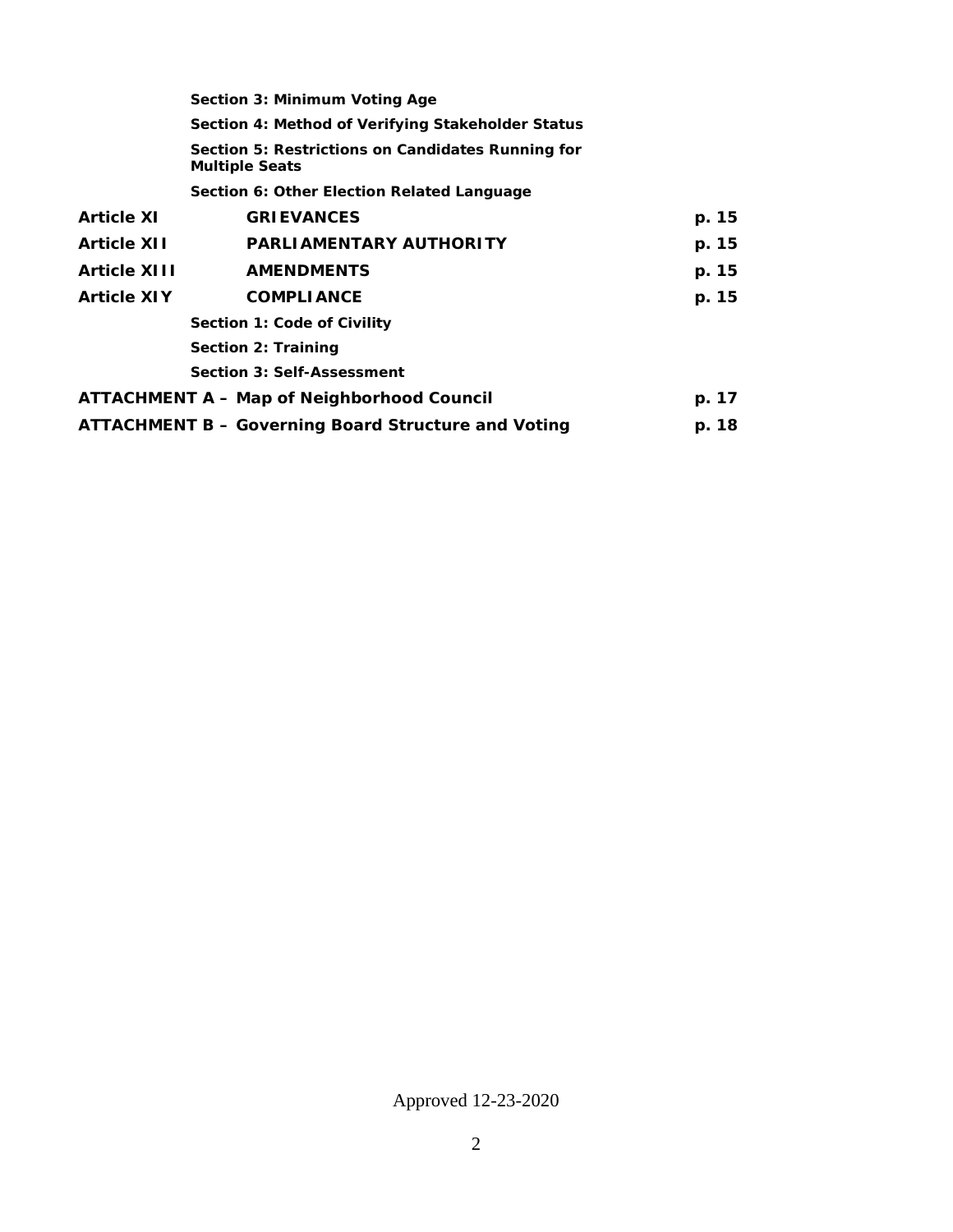**Section 3: Minimum Voting Age**

**Section 4: Method of Verifying Stakeholder Status**

**Section 5: Restrictions on Candidates Running for Multiple Seats**

**Section 6: Other Election Related Language**

| | | |
|---|---|---|
| **Article XI** | **GRIEVANCES** | **p. 15** |
| **Article XII** | **PARLIAMENTARY AUTHORITY** | **p. 15** |
| **Article XIII** | **AMENDMENTS** | **p. 15** |
| **Article XIY** | **COMPLIANCE** | **p. 15** |

**Section 1: Code of Civility**

**Section 2: Training**

**Section 3: Self-Assessment**

| | |
|---|---|
| **ATTACHMENT A – Map of Neighborhood Council** | **p. 17** |
| **ATTACHMENT B – Governing Board Structure and Voting** | **p. 18** |

Approved 12-23-2020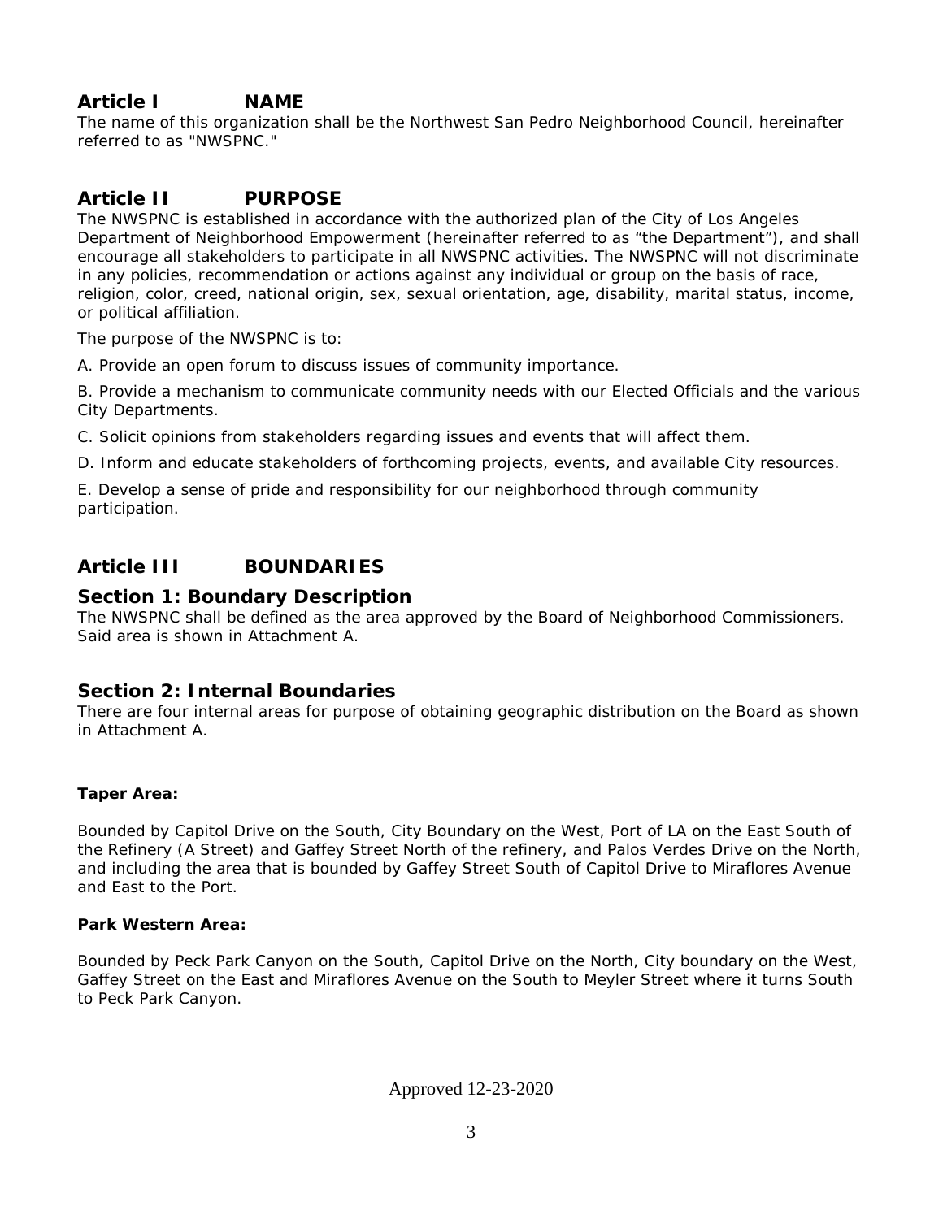## Article I NAME

The name of this organization shall be the Northwest San Pedro Neighborhood Council, hereinafter referred to as "NWSPNC."

## Article II PURPOSE

The NWSPNC is established in accordance with the authorized plan of the City of Los Angeles Department of Neighborhood Empowerment (hereinafter referred to as "the Department"), and shall encourage all stakeholders to participate in all NWSPNC activities. The NWSPNC will not discriminate in any policies, recommendation or actions against any individual or group on the basis of race, religion, color, creed, national origin, sex, sexual orientation, age, disability, marital status, income, or political affiliation.

The purpose of the NWSPNC is to:

A. Provide an open forum to discuss issues of community importance.

B. Provide a mechanism to communicate community needs with our Elected Officials and the various City Departments.

C. Solicit opinions from stakeholders regarding issues and events that will affect them.

D. Inform and educate stakeholders of forthcoming projects, events, and available City resources.

E. Develop a sense of pride and responsibility for our neighborhood through community participation.

## Article III BOUNDARIES

### Section 1: Boundary Description

The NWSPNC shall be defined as the area approved by the Board of Neighborhood Commissioners. Said area is shown in Attachment A.

### Section 2: Internal Boundaries

There are four internal areas for purpose of obtaining geographic distribution on the Board as shown in Attachment A.

**Taper Area:**

Bounded by Capitol Drive on the South, City Boundary on the West, Port of LA on the East South of the Refinery (A Street) and Gaffey Street North of the refinery, and Palos Verdes Drive on the North, and including the area that is bounded by Gaffey Street South of Capitol Drive to Miraflores Avenue and East to the Port.

**Park Western Area:**

Bounded by Peck Park Canyon on the South, Capitol Drive on the North, City boundary on the West, Gaffey Street on the East and Miraflores Avenue on the South to Meyler Street where it turns South to Peck Park Canyon.

Approved 12-23-2020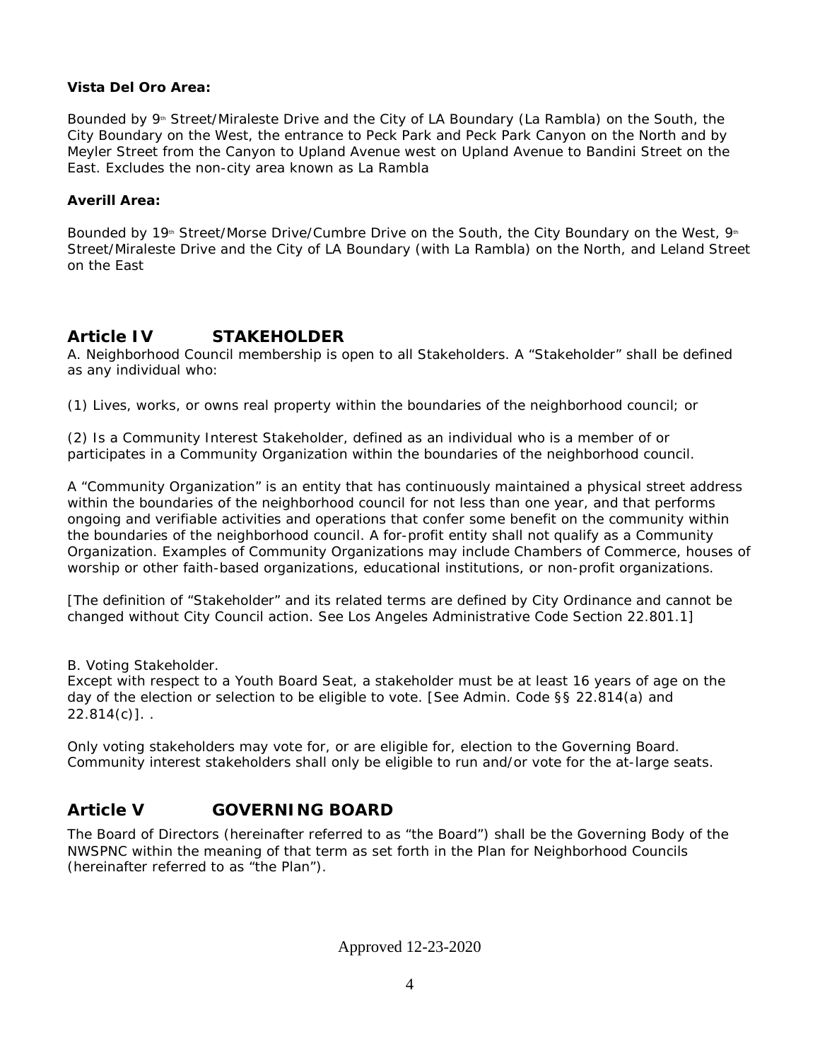**Vista Del Oro Area:**

Bounded by 9th Street/Miraleste Drive and the City of LA Boundary (La Rambla) on the South, the City Boundary on the West, the entrance to Peck Park and Peck Park Canyon on the North and by Meyler Street from the Canyon to Upland Avenue west on Upland Avenue to Bandini Street on the East. Excludes the non-city area known as La Rambla

**Averill Area:**

Bounded by 19th Street/Morse Drive/Cumbre Drive on the South, the City Boundary on the West, 9th Street/Miraleste Drive and the City of LA Boundary (with La Rambla) on the North, and Leland Street on the East

## Article IV STAKEHOLDER

A. Neighborhood Council membership is open to all Stakeholders. A "Stakeholder" shall be defined as any individual who:

(1) Lives, works, or owns real property within the boundaries of the neighborhood council; or

(2) Is a Community Interest Stakeholder, defined as an individual who is a member of or participates in a Community Organization within the boundaries of the neighborhood council.

A "Community Organization" is an entity that has continuously maintained a physical street address within the boundaries of the neighborhood council for not less than one year, and that performs ongoing and verifiable activities and operations that confer some benefit on the community within the boundaries of the neighborhood council. A for-profit entity shall not qualify as a Community Organization. Examples of Community Organizations may include Chambers of Commerce, houses of worship or other faith-based organizations, educational institutions, or non-profit organizations.

[The definition of "Stakeholder" and its related terms are defined by City Ordinance and cannot be changed without City Council action. See Los Angeles Administrative Code Section 22.801.1]

B. Voting Stakeholder.
Except with respect to a Youth Board Seat, a stakeholder must be at least 16 years of age on the day of the election or selection to be eligible to vote. [See Admin. Code §§ 22.814(a) and 22.814(c)]. .

Only voting stakeholders may vote for, or are eligible for, election to the Governing Board. Community interest stakeholders shall only be eligible to run and/or vote for the at-large seats.

## Article V GOVERNING BOARD

The Board of Directors (hereinafter referred to as "the Board") shall be the Governing Body of the NWSPNC within the meaning of that term as set forth in the Plan for Neighborhood Councils (hereinafter referred to as "the Plan").

Approved 12-23-2020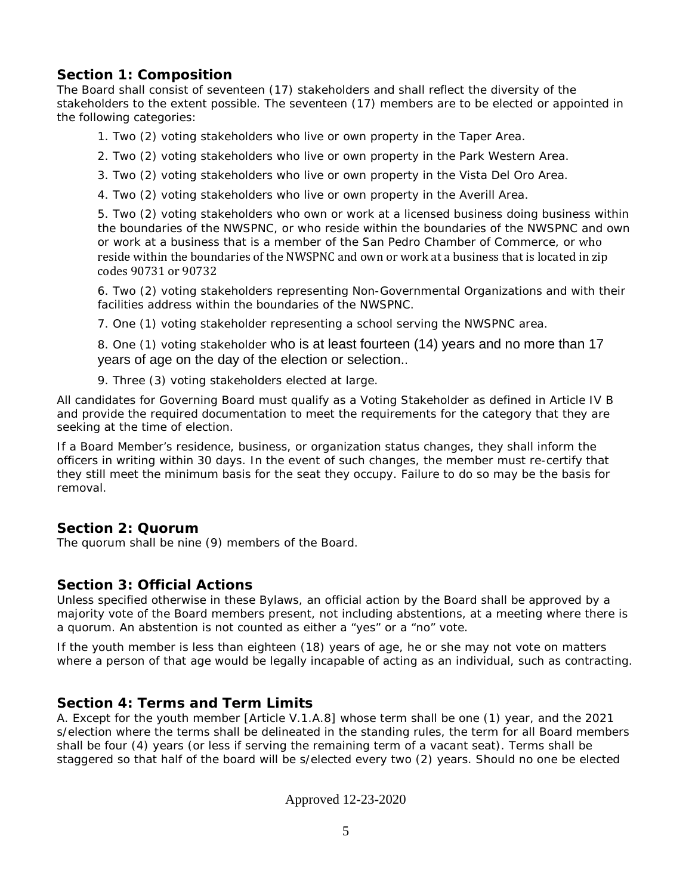## Section 1: Composition

The Board shall consist of seventeen (17) stakeholders and shall reflect the diversity of the stakeholders to the extent possible. The seventeen (17) members are to be elected or appointed in the following categories:

1. Two (2) voting stakeholders who live or own property in the Taper Area.
2. Two (2) voting stakeholders who live or own property in the Park Western Area.
3. Two (2) voting stakeholders who live or own property in the Vista Del Oro Area.
4. Two (2) voting stakeholders who live or own property in the Averill Area.
5. Two (2) voting stakeholders who own or work at a licensed business doing business within the boundaries of the NWSPNC, or who reside within the boundaries of the NWSPNC and own or work at a business that is a member of the San Pedro Chamber of Commerce, or who reside within the boundaries of the NWSPNC and own or work at a business that is located in zip codes 90731 or 90732
6. Two (2) voting stakeholders representing Non-Governmental Organizations and with their facilities address within the boundaries of the NWSPNC.
7. One (1) voting stakeholder representing a school serving the NWSPNC area.
8. One (1) voting stakeholder who is at least fourteen (14) years and no more than 17 years of age on the day of the election or selection..
9. Three (3) voting stakeholders elected at large.

All candidates for Governing Board must qualify as a Voting Stakeholder as defined in Article IV B and provide the required documentation to meet the requirements for the category that they are seeking at the time of election.

If a Board Member's residence, business, or organization status changes, they shall inform the officers in writing within 30 days. In the event of such changes, the member must re-certify that they still meet the minimum basis for the seat they occupy. Failure to do so may be the basis for removal.

## Section 2: Quorum

The quorum shall be nine (9) members of the Board.

## Section 3: Official Actions

Unless specified otherwise in these Bylaws, an official action by the Board shall be approved by a majority vote of the Board members present, not including abstentions, at a meeting where there is a quorum. An abstention is not counted as either a "yes" or a "no" vote.

If the youth member is less than eighteen (18) years of age, he or she may not vote on matters where a person of that age would be legally incapable of acting as an individual, such as contracting.

## Section 4: Terms and Term Limits

A. Except for the youth member [Article V.1.A.8] whose term shall be one (1) year, and the 2021 s/election where the terms shall be delineated in the standing rules, the term for all Board members shall be four (4) years (or less if serving the remaining term of a vacant seat). Terms shall be staggered so that half of the board will be s/elected every two (2) years. Should no one be elected

Approved 12-23-2020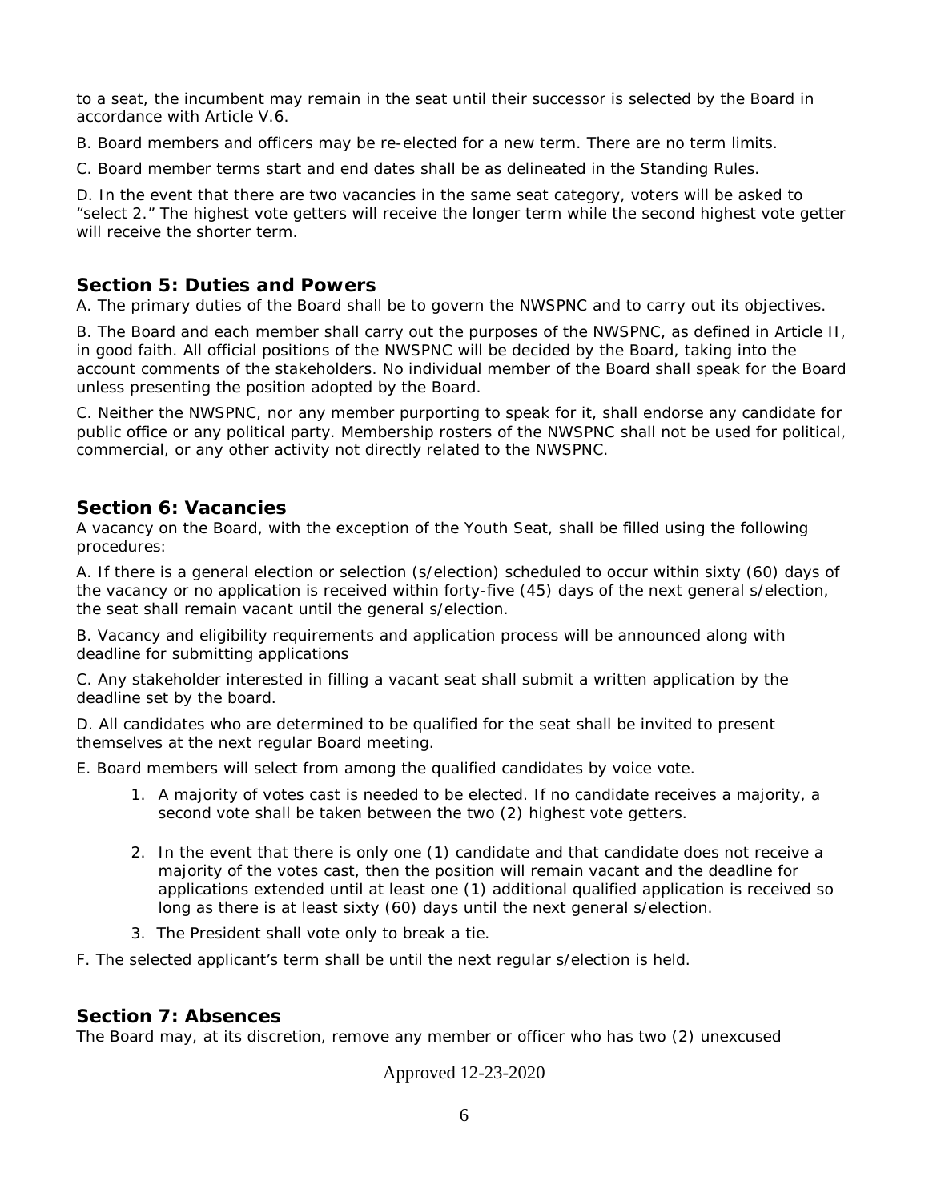to a seat, the incumbent may remain in the seat until their successor is selected by the Board in accordance with Article V.6.

B. Board members and officers may be re-elected for a new term. There are no term limits.

C. Board member terms start and end dates shall be as delineated in the Standing Rules.

D. In the event that there are two vacancies in the same seat category, voters will be asked to "select 2." The highest vote getters will receive the longer term while the second highest vote getter will receive the shorter term.

## Section 5: Duties and Powers

A. The primary duties of the Board shall be to govern the NWSPNC and to carry out its objectives.

B. The Board and each member shall carry out the purposes of the NWSPNC, as defined in Article II, in good faith. All official positions of the NWSPNC will be decided by the Board, taking into the account comments of the stakeholders. No individual member of the Board shall speak for the Board unless presenting the position adopted by the Board.

C. Neither the NWSPNC, nor any member purporting to speak for it, shall endorse any candidate for public office or any political party. Membership rosters of the NWSPNC shall not be used for political, commercial, or any other activity not directly related to the NWSPNC.

## Section 6: Vacancies

A vacancy on the Board, with the exception of the Youth Seat, shall be filled using the following procedures:

A. If there is a general election or selection (s/election) scheduled to occur within sixty (60) days of the vacancy or no application is received within forty-five (45) days of the next general s/election, the seat shall remain vacant until the general s/election.

B. Vacancy and eligibility requirements and application process will be announced along with deadline for submitting applications

C. Any stakeholder interested in filling a vacant seat shall submit a written application by the deadline set by the board.

D. All candidates who are determined to be qualified for the seat shall be invited to present themselves at the next regular Board meeting.

E. Board members will select from among the qualified candidates by voice vote.

1. A majority of votes cast is needed to be elected. If no candidate receives a majority, a second vote shall be taken between the two (2) highest vote getters.
2. In the event that there is only one (1) candidate and that candidate does not receive a majority of the votes cast, then the position will remain vacant and the deadline for applications extended until at least one (1) additional qualified application is received so long as there is at least sixty (60) days until the next general s/election.
3. The President shall vote only to break a tie.

F. The selected applicant's term shall be until the next regular s/election is held.

## Section 7: Absences

The Board may, at its discretion, remove any member or officer who has two (2) unexcused

Approved 12-23-2020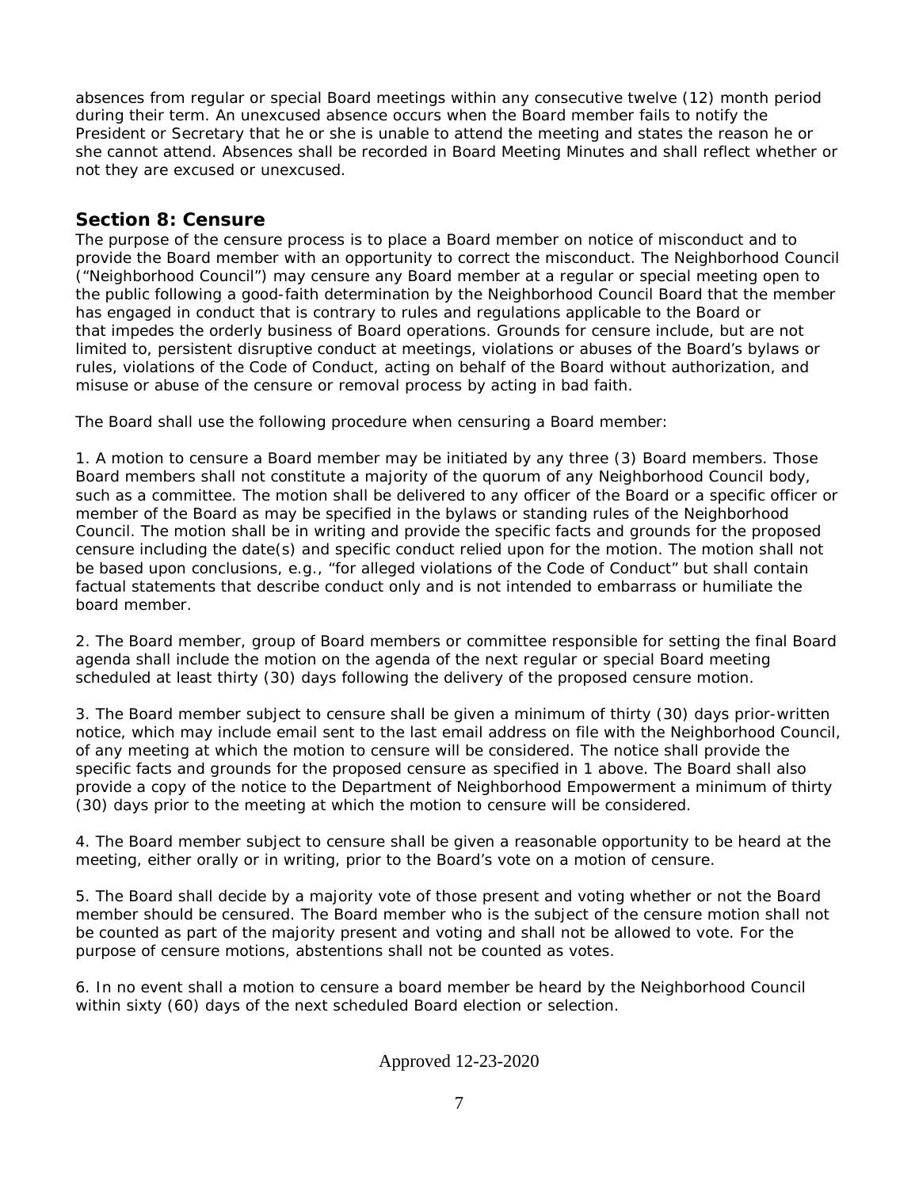absences from regular or special Board meetings within any consecutive twelve (12) month period during their term. An unexcused absence occurs when the Board member fails to notify the President or Secretary that he or she is unable to attend the meeting and states the reason he or she cannot attend. Absences shall be recorded in Board Meeting Minutes and shall reflect whether or not they are excused or unexcused.

## Section 8: Censure

The purpose of the censure process is to place a Board member on notice of misconduct and to provide the Board member with an opportunity to correct the misconduct. The Neighborhood Council ("Neighborhood Council") may censure any Board member at a regular or special meeting open to the public following a good-faith determination by the Neighborhood Council Board that the member has engaged in conduct that is contrary to rules and regulations applicable to the Board or that impedes the orderly business of Board operations. Grounds for censure include, but are not limited to, persistent disruptive conduct at meetings, violations or abuses of the Board's bylaws or rules, violations of the Code of Conduct, acting on behalf of the Board without authorization, and misuse or abuse of the censure or removal process by acting in bad faith.

The Board shall use the following procedure when censuring a Board member:

1. A motion to censure a Board member may be initiated by any three (3) Board members. Those Board members shall not constitute a majority of the quorum of any Neighborhood Council body, such as a committee. The motion shall be delivered to any officer of the Board or a specific officer or member of the Board as may be specified in the bylaws or standing rules of the Neighborhood Council. The motion shall be in writing and provide the specific facts and grounds for the proposed censure including the date(s) and specific conduct relied upon for the motion. The motion shall not be based upon conclusions, e.g., "for alleged violations of the Code of Conduct" but shall contain factual statements that describe conduct only and is not intended to embarrass or humiliate the board member.

2. The Board member, group of Board members or committee responsible for setting the final Board agenda shall include the motion on the agenda of the next regular or special Board meeting scheduled at least thirty (30) days following the delivery of the proposed censure motion.

3. The Board member subject to censure shall be given a minimum of thirty (30) days prior-written notice, which may include email sent to the last email address on file with the Neighborhood Council, of any meeting at which the motion to censure will be considered. The notice shall provide the specific facts and grounds for the proposed censure as specified in 1 above. The Board shall also provide a copy of the notice to the Department of Neighborhood Empowerment a minimum of thirty (30) days prior to the meeting at which the motion to censure will be considered.

4. The Board member subject to censure shall be given a reasonable opportunity to be heard at the meeting, either orally or in writing, prior to the Board's vote on a motion of censure.

5. The Board shall decide by a majority vote of those present and voting whether or not the Board member should be censured. The Board member who is the subject of the censure motion shall not be counted as part of the majority present and voting and shall not be allowed to vote. For the purpose of censure motions, abstentions shall not be counted as votes.

6. In no event shall a motion to censure a board member be heard by the Neighborhood Council within sixty (60) days of the next scheduled Board election or selection.

Approved 12-23-2020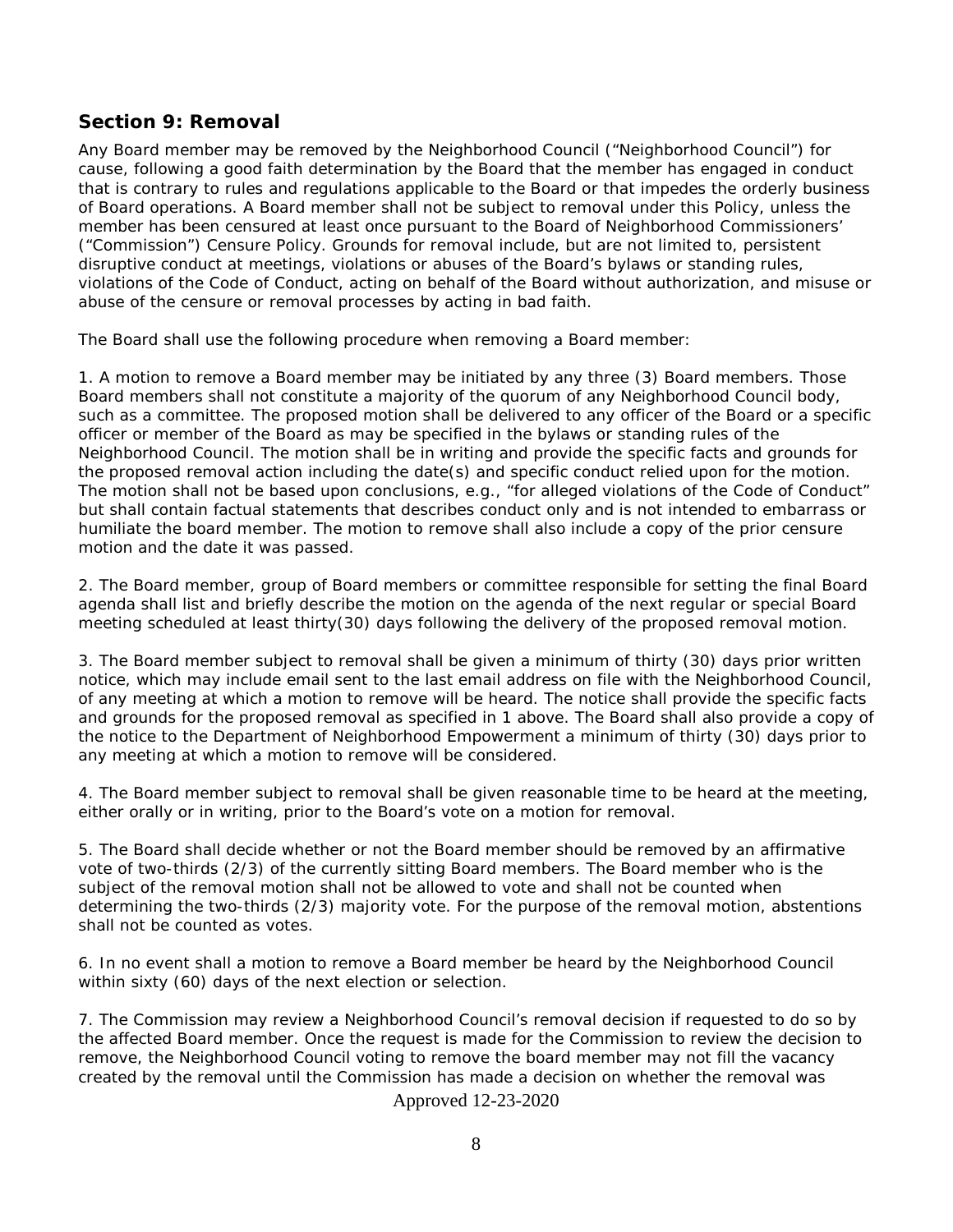## Section 9: Removal

Any Board member may be removed by the Neighborhood Council ("Neighborhood Council") for cause, following a good faith determination by the Board that the member has engaged in conduct that is contrary to rules and regulations applicable to the Board or that impedes the orderly business of Board operations. A Board member shall not be subject to removal under this Policy, unless the member has been censured at least once pursuant to the Board of Neighborhood Commissioners' ("Commission") Censure Policy. Grounds for removal include, but are not limited to, persistent disruptive conduct at meetings, violations or abuses of the Board's bylaws or standing rules, violations of the Code of Conduct, acting on behalf of the Board without authorization, and misuse or abuse of the censure or removal processes by acting in bad faith.

The Board shall use the following procedure when removing a Board member:

1. A motion to remove a Board member may be initiated by any three (3) Board members. Those Board members shall not constitute a majority of the quorum of any Neighborhood Council body, such as a committee. The proposed motion shall be delivered to any officer of the Board or a specific officer or member of the Board as may be specified in the bylaws or standing rules of the Neighborhood Council. The motion shall be in writing and provide the specific facts and grounds for the proposed removal action including the date(s) and specific conduct relied upon for the motion. The motion shall not be based upon conclusions, e.g., "for alleged violations of the Code of Conduct" but shall contain factual statements that describes conduct only and is not intended to embarrass or humiliate the board member. The motion to remove shall also include a copy of the prior censure motion and the date it was passed.

2. The Board member, group of Board members or committee responsible for setting the final Board agenda shall list and briefly describe the motion on the agenda of the next regular or special Board meeting scheduled at least thirty(30) days following the delivery of the proposed removal motion.

3. The Board member subject to removal shall be given a minimum of thirty (30) days prior written notice, which may include email sent to the last email address on file with the Neighborhood Council, of any meeting at which a motion to remove will be heard. The notice shall provide the specific facts and grounds for the proposed removal as specified in 1 above. The Board shall also provide a copy of the notice to the Department of Neighborhood Empowerment a minimum of thirty (30) days prior to any meeting at which a motion to remove will be considered.

4. The Board member subject to removal shall be given reasonable time to be heard at the meeting, either orally or in writing, prior to the Board's vote on a motion for removal.

5. The Board shall decide whether or not the Board member should be removed by an affirmative vote of two-thirds (2/3) of the currently sitting Board members. The Board member who is the subject of the removal motion shall not be allowed to vote and shall not be counted when determining the two-thirds (2/3) majority vote. For the purpose of the removal motion, abstentions shall not be counted as votes.

6. In no event shall a motion to remove a Board member be heard by the Neighborhood Council within sixty (60) days of the next election or selection.

7. The Commission may review a Neighborhood Council's removal decision if requested to do so by the affected Board member. Once the request is made for the Commission to review the decision to remove, the Neighborhood Council voting to remove the board member may not fill the vacancy created by the removal until the Commission has made a decision on whether the removal was

Approved 12-23-2020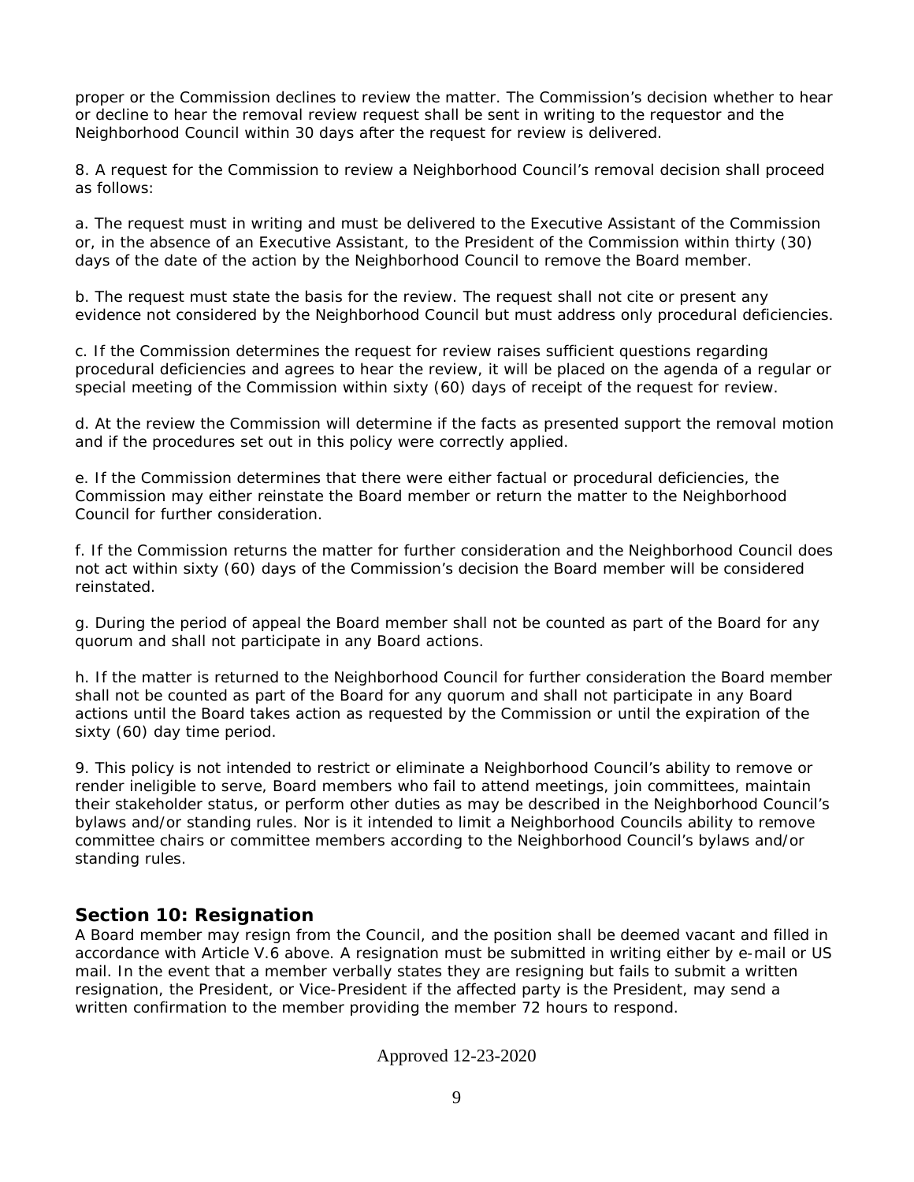proper or the Commission declines to review the matter. The Commission's decision whether to hear or decline to hear the removal review request shall be sent in writing to the requestor and the Neighborhood Council within 30 days after the request for review is delivered.

8. A request for the Commission to review a Neighborhood Council's removal decision shall proceed as follows:

a. The request must in writing and must be delivered to the Executive Assistant of the Commission or, in the absence of an Executive Assistant, to the President of the Commission within thirty (30) days of the date of the action by the Neighborhood Council to remove the Board member.

b. The request must state the basis for the review. The request shall not cite or present any evidence not considered by the Neighborhood Council but must address only procedural deficiencies.

c. If the Commission determines the request for review raises sufficient questions regarding procedural deficiencies and agrees to hear the review, it will be placed on the agenda of a regular or special meeting of the Commission within sixty (60) days of receipt of the request for review.

d. At the review the Commission will determine if the facts as presented support the removal motion and if the procedures set out in this policy were correctly applied.

e. If the Commission determines that there were either factual or procedural deficiencies, the Commission may either reinstate the Board member or return the matter to the Neighborhood Council for further consideration.

f. If the Commission returns the matter for further consideration and the Neighborhood Council does not act within sixty (60) days of the Commission's decision the Board member will be considered reinstated.

g. During the period of appeal the Board member shall not be counted as part of the Board for any quorum and shall not participate in any Board actions.

h. If the matter is returned to the Neighborhood Council for further consideration the Board member shall not be counted as part of the Board for any quorum and shall not participate in any Board actions until the Board takes action as requested by the Commission or until the expiration of the sixty (60) day time period.

9. This policy is not intended to restrict or eliminate a Neighborhood Council's ability to remove or render ineligible to serve, Board members who fail to attend meetings, join committees, maintain their stakeholder status, or perform other duties as may be described in the Neighborhood Council's bylaws and/or standing rules. Nor is it intended to limit a Neighborhood Councils ability to remove committee chairs or committee members according to the Neighborhood Council's bylaws and/or standing rules.

## Section 10: Resignation

A Board member may resign from the Council, and the position shall be deemed vacant and filled in accordance with Article V.6 above. A resignation must be submitted in writing either by e-mail or US mail. In the event that a member verbally states they are resigning but fails to submit a written resignation, the President, or Vice-President if the affected party is the President, may send a written confirmation to the member providing the member 72 hours to respond.

Approved 12-23-2020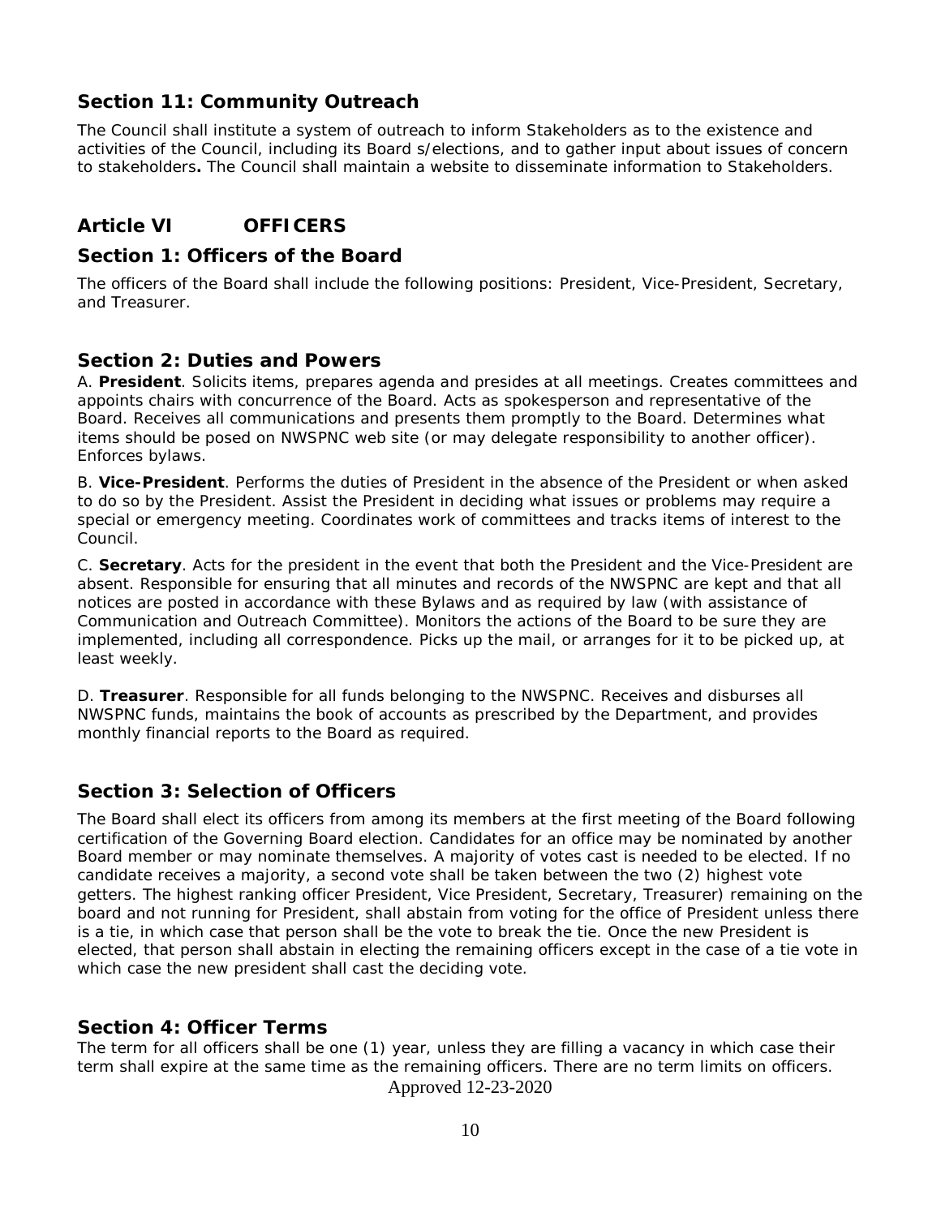## Section 11: Community Outreach

The Council shall institute a system of outreach to inform Stakeholders as to the existence and activities of the Council, including its Board s/elections, and to gather input about issues of concern to stakeholders**.** The Council shall maintain a website to disseminate information to Stakeholders.

# Article VI OFFICERS

## Section 1: Officers of the Board

The officers of the Board shall include the following positions: President, Vice-President, Secretary, and Treasurer.

## Section 2: Duties and Powers

A. **President**. Solicits items, prepares agenda and presides at all meetings. Creates committees and appoints chairs with concurrence of the Board. Acts as spokesperson and representative of the Board. Receives all communications and presents them promptly to the Board. Determines what items should be posed on NWSPNC web site (or may delegate responsibility to another officer). Enforces bylaws.

B. **Vice-President**. Performs the duties of President in the absence of the President or when asked to do so by the President. Assist the President in deciding what issues or problems may require a special or emergency meeting. Coordinates work of committees and tracks items of interest to the Council.

C. **Secretary**. Acts for the president in the event that both the President and the Vice-President are absent. Responsible for ensuring that all minutes and records of the NWSPNC are kept and that all notices are posted in accordance with these Bylaws and as required by law (with assistance of Communication and Outreach Committee). Monitors the actions of the Board to be sure they are implemented, including all correspondence. Picks up the mail, or arranges for it to be picked up, at least weekly.

D. **Treasurer**. Responsible for all funds belonging to the NWSPNC. Receives and disburses all NWSPNC funds, maintains the book of accounts as prescribed by the Department, and provides monthly financial reports to the Board as required.

## Section 3: Selection of Officers

The Board shall elect its officers from among its members at the first meeting of the Board following certification of the Governing Board election. Candidates for an office may be nominated by another Board member or may nominate themselves. A majority of votes cast is needed to be elected. If no candidate receives a majority, a second vote shall be taken between the two (2) highest vote getters. The highest ranking officer President, Vice President, Secretary, Treasurer) remaining on the board and not running for President, shall abstain from voting for the office of President unless there is a tie, in which case that person shall be the vote to break the tie. Once the new President is elected, that person shall abstain in electing the remaining officers except in the case of a tie vote in which case the new president shall cast the deciding vote.

## Section 4: Officer Terms

The term for all officers shall be one (1) year, unless they are filling a vacancy in which case their term shall expire at the same time as the remaining officers. There are no term limits on officers.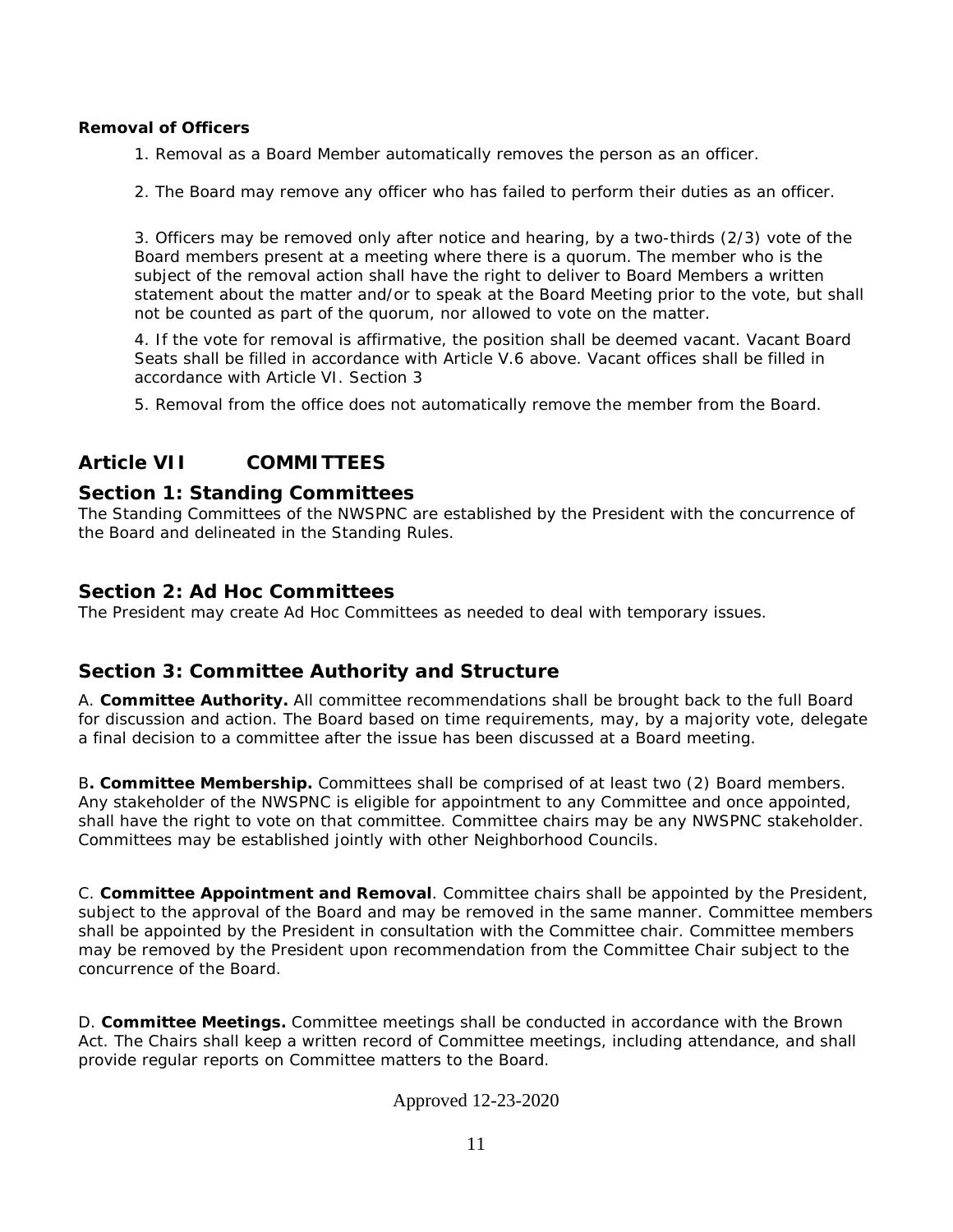**Removal of Officers**

1. Removal as a Board Member automatically removes the person as an officer.

2. The Board may remove any officer who has failed to perform their duties as an officer.

3. Officers may be removed only after notice and hearing, by a two-thirds (2/3) vote of the Board members present at a meeting where there is a quorum. The member who is the subject of the removal action shall have the right to deliver to Board Members a written statement about the matter and/or to speak at the Board Meeting prior to the vote, but shall not be counted as part of the quorum, nor allowed to vote on the matter.

4. If the vote for removal is affirmative, the position shall be deemed vacant. Vacant Board Seats shall be filled in accordance with Article V.6 above. Vacant offices shall be filled in accordance with Article VI. Section 3

5. Removal from the office does not automatically remove the member from the Board.

## Article VII COMMITTEES

### Section 1: Standing Committees

The Standing Committees of the NWSPNC are established by the President with the concurrence of the Board and delineated in the Standing Rules.

### Section 2: Ad Hoc Committees

The President may create Ad Hoc Committees as needed to deal with temporary issues.

### Section 3: Committee Authority and Structure

A. **Committee Authority.** All committee recommendations shall be brought back to the full Board for discussion and action. The Board based on time requirements, may, by a majority vote, delegate a final decision to a committee after the issue has been discussed at a Board meeting.

B**. Committee Membership.** Committees shall be comprised of at least two (2) Board members. Any stakeholder of the NWSPNC is eligible for appointment to any Committee and once appointed, shall have the right to vote on that committee. Committee chairs may be any NWSPNC stakeholder. Committees may be established jointly with other Neighborhood Councils.

C. **Committee Appointment and Removal**. Committee chairs shall be appointed by the President, subject to the approval of the Board and may be removed in the same manner. Committee members shall be appointed by the President in consultation with the Committee chair. Committee members may be removed by the President upon recommendation from the Committee Chair subject to the concurrence of the Board.

D. **Committee Meetings.** Committee meetings shall be conducted in accordance with the Brown Act. The Chairs shall keep a written record of Committee meetings, including attendance, and shall provide regular reports on Committee matters to the Board.

Approved 12-23-2020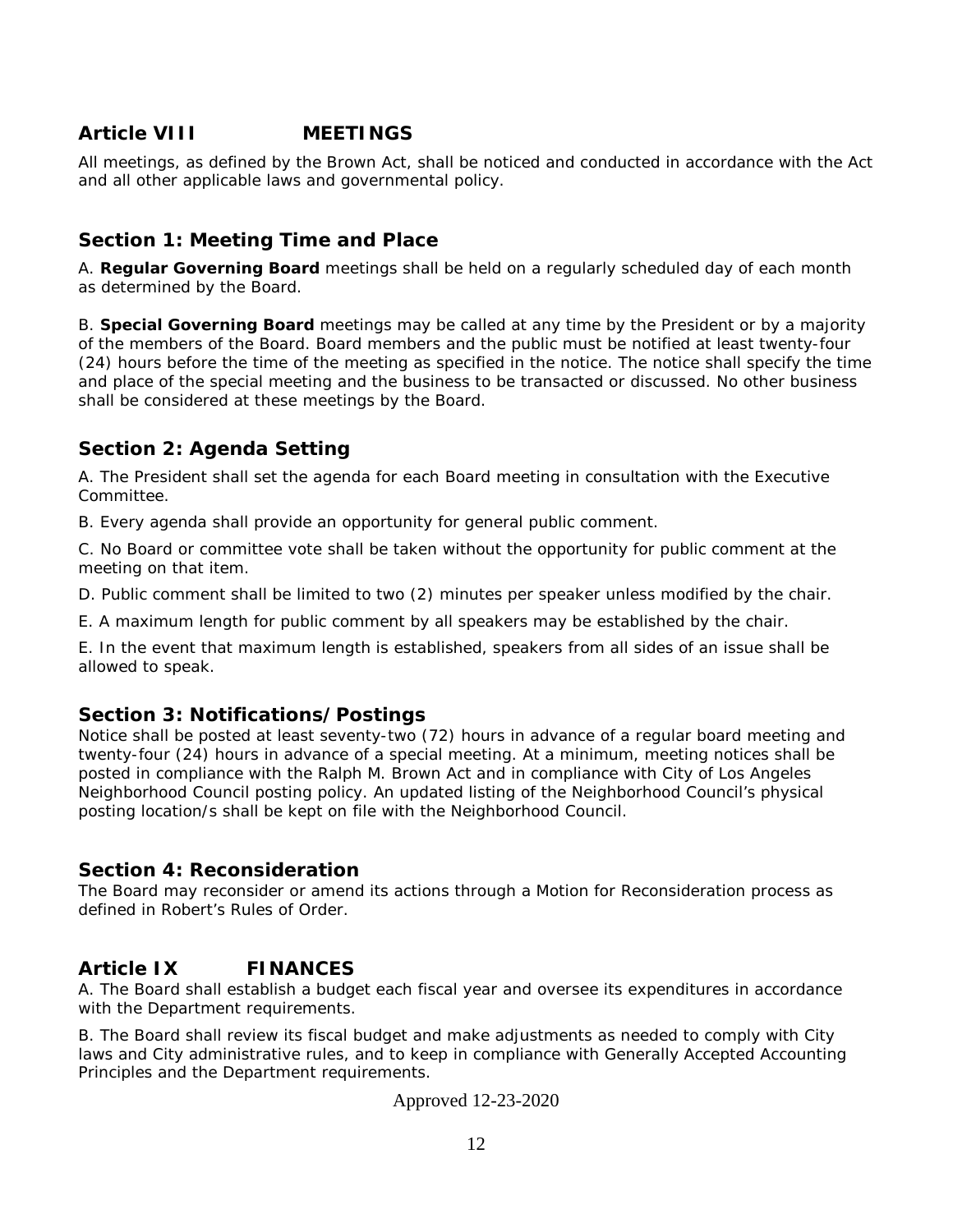## Article VIII MEETINGS

All meetings, as defined by the Brown Act, shall be noticed and conducted in accordance with the Act and all other applicable laws and governmental policy.

### Section 1: Meeting Time and Place

A. **Regular Governing Board** meetings shall be held on a regularly scheduled day of each month as determined by the Board.

B. **Special Governing Board** meetings may be called at any time by the President or by a majority of the members of the Board. Board members and the public must be notified at least twenty-four (24) hours before the time of the meeting as specified in the notice. The notice shall specify the time and place of the special meeting and the business to be transacted or discussed. No other business shall be considered at these meetings by the Board.

### Section 2: Agenda Setting

A. The President shall set the agenda for each Board meeting in consultation with the Executive Committee.

B. Every agenda shall provide an opportunity for general public comment.

C. No Board or committee vote shall be taken without the opportunity for public comment at the meeting on that item.

D. Public comment shall be limited to two (2) minutes per speaker unless modified by the chair.

E. A maximum length for public comment by all speakers may be established by the chair.

E. In the event that maximum length is established, speakers from all sides of an issue shall be allowed to speak.

### Section 3: Notifications/Postings

Notice shall be posted at least seventy-two (72) hours in advance of a regular board meeting and twenty-four (24) hours in advance of a special meeting. At a minimum, meeting notices shall be posted in compliance with the Ralph M. Brown Act and in compliance with City of Los Angeles Neighborhood Council posting policy. An updated listing of the Neighborhood Council's physical posting location/s shall be kept on file with the Neighborhood Council.

### Section 4: Reconsideration

The Board may reconsider or amend its actions through a Motion for Reconsideration process as defined in Robert's Rules of Order.

## Article IX FINANCES

A. The Board shall establish a budget each fiscal year and oversee its expenditures in accordance with the Department requirements.

B. The Board shall review its fiscal budget and make adjustments as needed to comply with City laws and City administrative rules, and to keep in compliance with Generally Accepted Accounting Principles and the Department requirements.

Approved 12-23-2020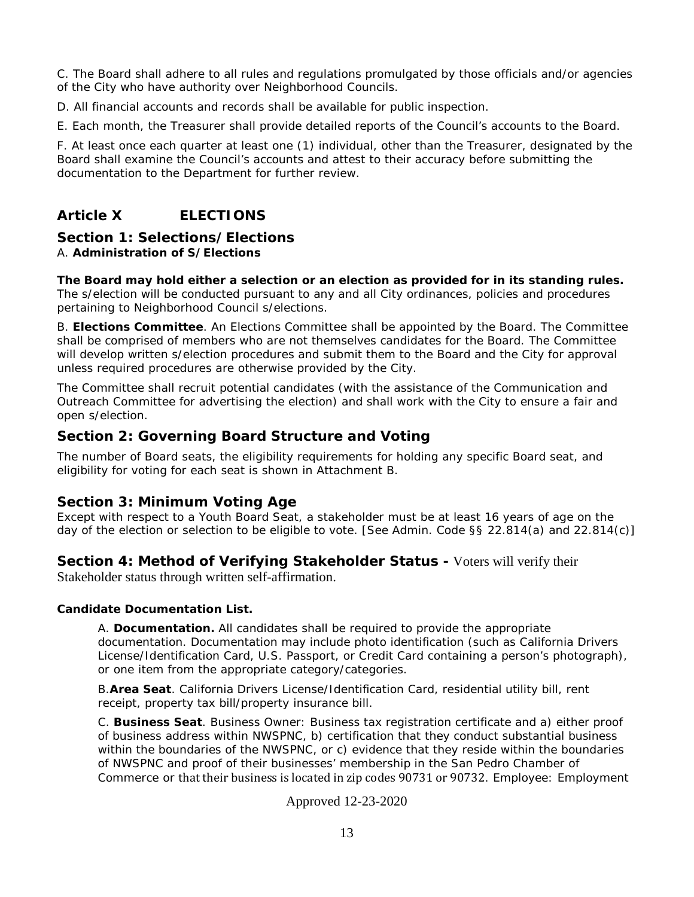C. The Board shall adhere to all rules and regulations promulgated by those officials and/or agencies of the City who have authority over Neighborhood Councils.

D. All financial accounts and records shall be available for public inspection.

E. Each month, the Treasurer shall provide detailed reports of the Council's accounts to the Board.

F. At least once each quarter at least one (1) individual, other than the Treasurer, designated by the Board shall examine the Council's accounts and attest to their accuracy before submitting the documentation to the Department for further review.

## Article X ELECTIONS

### Section 1: Selections/Elections

A. **Administration of S/Elections**

**The Board may hold either a selection or an election as provided for in its standing rules.** The s/election will be conducted pursuant to any and all City ordinances, policies and procedures pertaining to Neighborhood Council s/elections.

B. **Elections Committee**. An Elections Committee shall be appointed by the Board. The Committee shall be comprised of members who are not themselves candidates for the Board. The Committee will develop written s/election procedures and submit them to the Board and the City for approval unless required procedures are otherwise provided by the City.

The Committee shall recruit potential candidates (with the assistance of the Communication and Outreach Committee for advertising the election) and shall work with the City to ensure a fair and open s/election.

### Section 2: Governing Board Structure and Voting

The number of Board seats, the eligibility requirements for holding any specific Board seat, and eligibility for voting for each seat is shown in Attachment B.

### Section 3: Minimum Voting Age

Except with respect to a Youth Board Seat, a stakeholder must be at least 16 years of age on the day of the election or selection to be eligible to vote. [See Admin. Code §§ 22.814(a) and 22.814(c)]

### Section 4: Method of Verifying Stakeholder Status - Voters will verify their Stakeholder status through written self-affirmation.

**Candidate Documentation List.**

A. **Documentation.** All candidates shall be required to provide the appropriate documentation. Documentation may include photo identification (such as California Drivers License/Identification Card, U.S. Passport, or Credit Card containing a person's photograph), or one item from the appropriate category/categories.

B. **Area Seat**. California Drivers License/Identification Card, residential utility bill, rent receipt, property tax bill/property insurance bill.

C. **Business Seat**. Business Owner: Business tax registration certificate and a) either proof of business address within NWSPNC, b) certification that they conduct substantial business within the boundaries of the NWSPNC, or c) evidence that they reside within the boundaries of NWSPNC and proof of their businesses' membership in the San Pedro Chamber of Commerce or that their business is located in zip codes 90731 or 90732. Employee: Employment

Approved 12-23-2020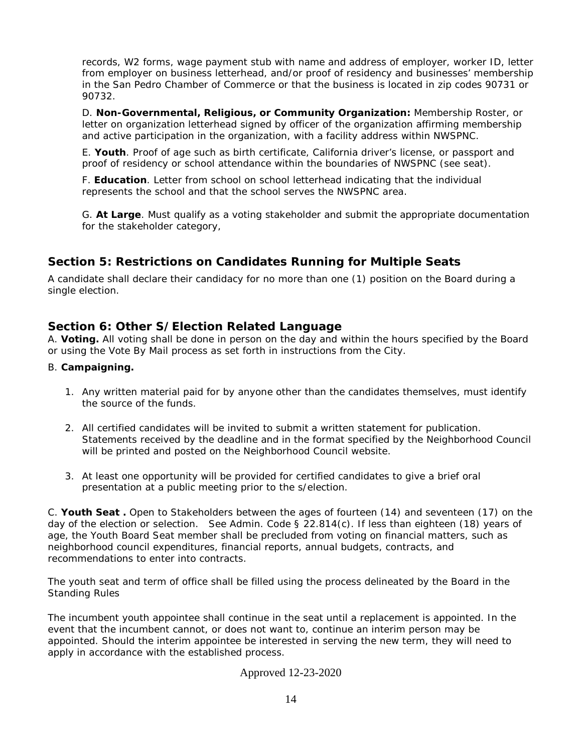records, W2 forms, wage payment stub with name and address of employer, worker ID, letter from employer on business letterhead, and/or proof of residency and businesses' membership in the San Pedro Chamber of Commerce or that the business is located in zip codes 90731 or 90732.

D. **Non-Governmental, Religious, or Community Organization:** Membership Roster, or letter on organization letterhead signed by officer of the organization affirming membership and active participation in the organization, with a facility address within NWSPNC.

E. **Youth**. Proof of age such as birth certificate, California driver's license, or passport and proof of residency or school attendance within the boundaries of NWSPNC (see seat).

F. **Education**. Letter from school on school letterhead indicating that the individual represents the school and that the school serves the NWSPNC area.

G. **At Large**. Must qualify as a voting stakeholder and submit the appropriate documentation for the stakeholder category,

## Section 5: Restrictions on Candidates Running for Multiple Seats

A candidate shall declare their candidacy for no more than one (1) position on the Board during a single election.

## Section 6: Other S/Election Related Language

A. **Voting.** All voting shall be done in person on the day and within the hours specified by the Board or using the Vote By Mail process as set forth in instructions from the City.

B. **Campaigning.**

1. Any written material paid for by anyone other than the candidates themselves, must identify the source of the funds.

2. All certified candidates will be invited to submit a written statement for publication. Statements received by the deadline and in the format specified by the Neighborhood Council will be printed and posted on the Neighborhood Council website.

3. At least one opportunity will be provided for certified candidates to give a brief oral presentation at a public meeting prior to the s/election.

C. **Youth Seat .** Open to Stakeholders between the ages of fourteen (14) and seventeen (17) on the day of the election or selection. See Admin. Code § 22.814(c). If less than eighteen (18) years of age, the Youth Board Seat member shall be precluded from voting on financial matters, such as neighborhood council expenditures, financial reports, annual budgets, contracts, and recommendations to enter into contracts.

The youth seat and term of office shall be filled using the process delineated by the Board in the Standing Rules

The incumbent youth appointee shall continue in the seat until a replacement is appointed. In the event that the incumbent cannot, or does not want to, continue an interim person may be appointed. Should the interim appointee be interested in serving the new term, they will need to apply in accordance with the established process.

Approved 12-23-2020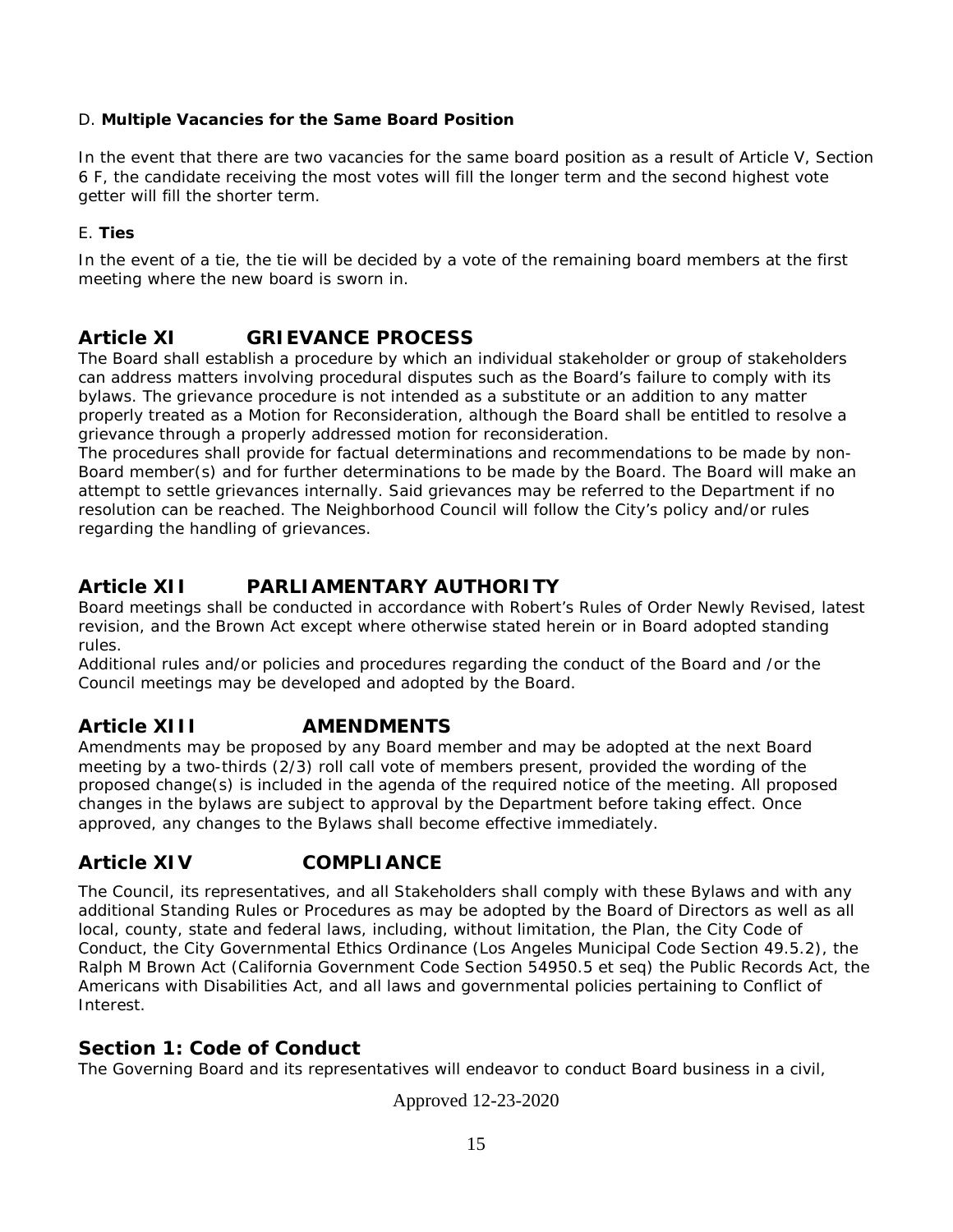D. **Multiple Vacancies for the Same Board Position**

In the event that there are two vacancies for the same board position as a result of Article V, Section 6 F, the candidate receiving the most votes will fill the longer term and the second highest vote getter will fill the shorter term.

E. **Ties**

In the event of a tie, the tie will be decided by a vote of the remaining board members at the first meeting where the new board is sworn in.

## Article XI GRIEVANCE PROCESS

The Board shall establish a procedure by which an individual stakeholder or group of stakeholders can address matters involving procedural disputes such as the Board's failure to comply with its bylaws. The grievance procedure is not intended as a substitute or an addition to any matter properly treated as a Motion for Reconsideration, although the Board shall be entitled to resolve a grievance through a properly addressed motion for reconsideration.

The procedures shall provide for factual determinations and recommendations to be made by non-Board member(s) and for further determinations to be made by the Board. The Board will make an attempt to settle grievances internally. Said grievances may be referred to the Department if no resolution can be reached. The Neighborhood Council will follow the City's policy and/or rules regarding the handling of grievances.

## Article XII PARLIAMENTARY AUTHORITY

Board meetings shall be conducted in accordance with Robert's Rules of Order Newly Revised, latest revision, and the Brown Act except where otherwise stated herein or in Board adopted standing rules.

Additional rules and/or policies and procedures regarding the conduct of the Board and /or the Council meetings may be developed and adopted by the Board.

## Article XIII AMENDMENTS

Amendments may be proposed by any Board member and may be adopted at the next Board meeting by a two-thirds (2/3) roll call vote of members present, provided the wording of the proposed change(s) is included in the agenda of the required notice of the meeting. All proposed changes in the bylaws are subject to approval by the Department before taking effect. Once approved, any changes to the Bylaws shall become effective immediately.

## Article XIV COMPLIANCE

The Council, its representatives, and all Stakeholders shall comply with these Bylaws and with any additional Standing Rules or Procedures as may be adopted by the Board of Directors as well as all local, county, state and federal laws, including, without limitation, the Plan, the City Code of Conduct, the City Governmental Ethics Ordinance (Los Angeles Municipal Code Section 49.5.2), the Ralph M Brown Act (California Government Code Section 54950.5 et seq) the Public Records Act, the Americans with Disabilities Act, and all laws and governmental policies pertaining to Conflict of Interest.

### Section 1: Code of Conduct

The Governing Board and its representatives will endeavor to conduct Board business in a civil,

Approved 12-23-2020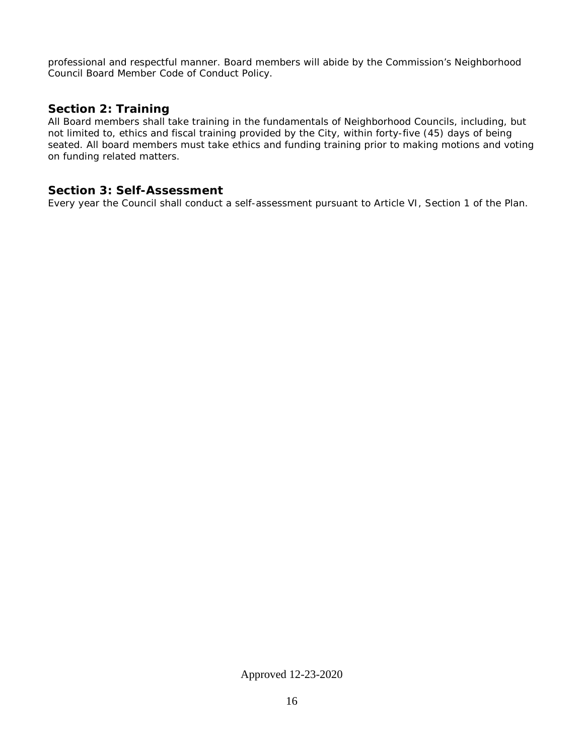professional and respectful manner. Board members will abide by the Commission's Neighborhood Council Board Member Code of Conduct Policy.

## Section 2: Training

All Board members shall take training in the fundamentals of Neighborhood Councils, including, but not limited to, ethics and fiscal training provided by the City, within forty-five (45) days of being seated. All board members must take ethics and funding training prior to making motions and voting on funding related matters.

## Section 3: Self-Assessment

Every year the Council shall conduct a self-assessment pursuant to Article VI, Section 1 of the Plan.

Approved 12-23-2020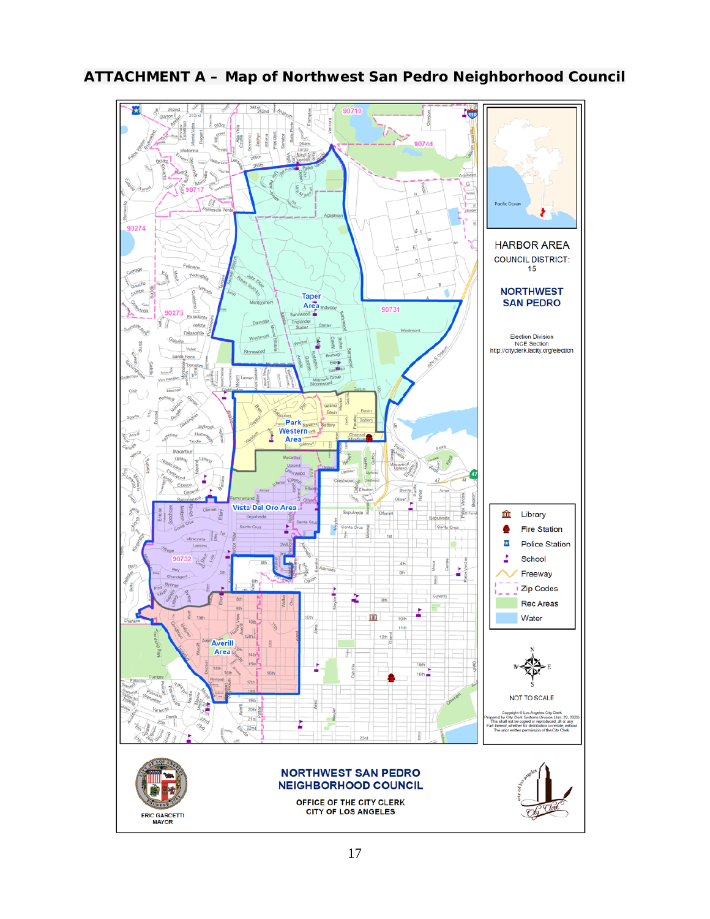## ATTACHMENT A – Map of Northwest San Pedro Neighborhood Council

HARBOR AREA

COUNCIL DISTRICT: 15

NORTHWEST SAN PEDRO

Election Division
NCE Section
http://cityclerk.lacity.org/election

Taper Area

Park Western Area

Vista Del Oro Area

Averill Area

Library

Fire Station

Police Station

School

Freeway

Zip Codes

Rec Areas

Water

NOT TO SCALE

Copyright © Los Angeles City Clerk
Prepared by City Clerk Systems Division (Jan. 29, 2020)
This shall not be copied or reproduced, all or any
Part thereof, whether for distribution or resale, without
The prior written permission of the City Clerk.

NORTHWEST SAN PEDRO NEIGHBORHOOD COUNCIL

OFFICE OF THE CITY CLERK
CITY OF LOS ANGELES

ERIC GARCETTI
MAYOR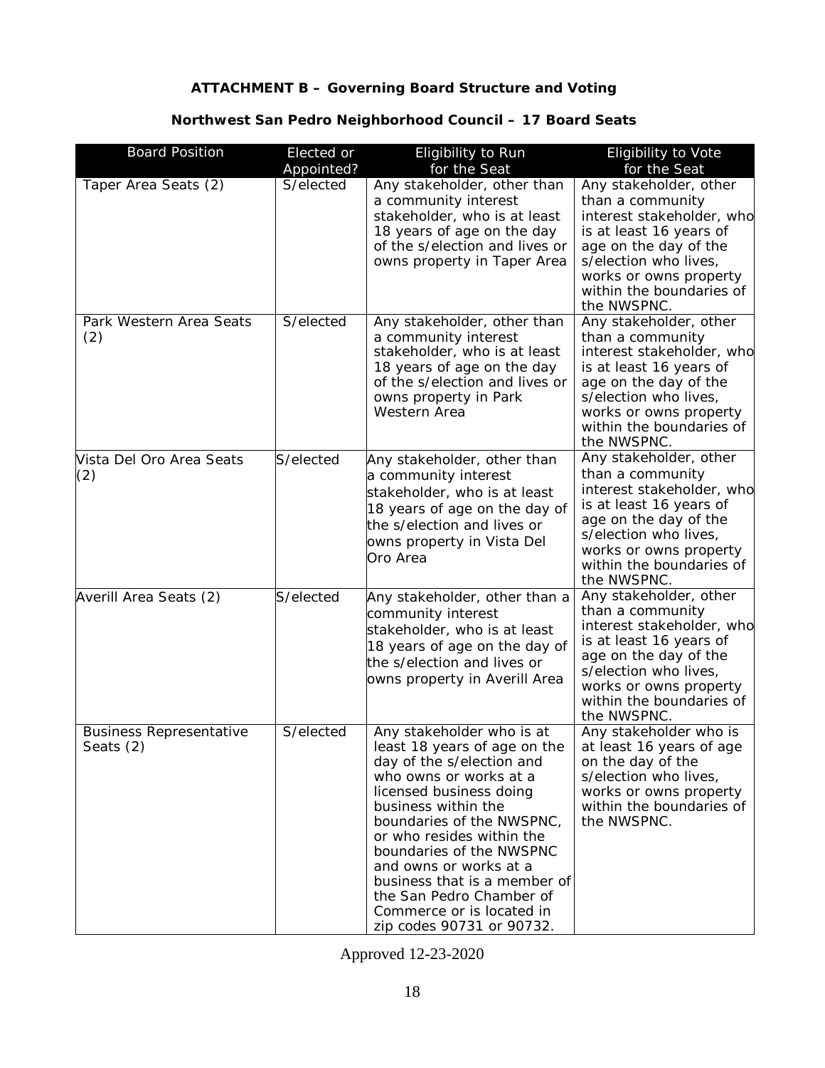**ATTACHMENT B – Governing Board Structure and Voting**

**Northwest San Pedro Neighborhood Council – 17 Board Seats**

| Board Position | Elected or Appointed? | Eligibility to Run for the Seat | Eligibility to Vote for the Seat |
|---|---|---|---|
| Taper Area Seats (2) | S/elected | Any stakeholder, other than a community interest stakeholder, who is at least 18 years of age on the day of the s/election and lives or owns property in Taper Area | Any stakeholder, other than a community interest stakeholder, who is at least 16 years of age on the day of the s/election who lives, works or owns property within the boundaries of the NWSPNC. |
| Park Western Area Seats (2) | S/elected | Any stakeholder, other than a community interest stakeholder, who is at least 18 years of age on the day of the s/election and lives or owns property in Park Western Area | Any stakeholder, other than a community interest stakeholder, who is at least 16 years of age on the day of the s/election who lives, works or owns property within the boundaries of the NWSPNC. |
| Vista Del Oro Area Seats (2) | S/elected | Any stakeholder, other than a community interest stakeholder, who is at least 18 years of age on the day of the s/election and lives or owns property in Vista Del Oro Area | Any stakeholder, other than a community interest stakeholder, who is at least 16 years of age on the day of the s/election who lives, works or owns property within the boundaries of the NWSPNC. |
| Averill Area Seats (2) | S/elected | Any stakeholder, other than a community interest stakeholder, who is at least 18 years of age on the day of the s/election and lives or owns property in Averill Area | Any stakeholder, other than a community interest stakeholder, who is at least 16 years of age on the day of the s/election who lives, works or owns property within the boundaries of the NWSPNC. |
| Business Representative Seats (2) | S/elected | Any stakeholder who is at least 18 years of age on the day of the s/election and who owns or works at a licensed business doing business within the boundaries of the NWSPNC, or who resides within the boundaries of the NWSPNC and owns or works at a business that is a member of the San Pedro Chamber of Commerce or is located in zip codes 90731 or 90732. | Any stakeholder who is at least 16 years of age on the day of the s/election who lives, works or owns property within the boundaries of the NWSPNC. |

Approved 12-23-2020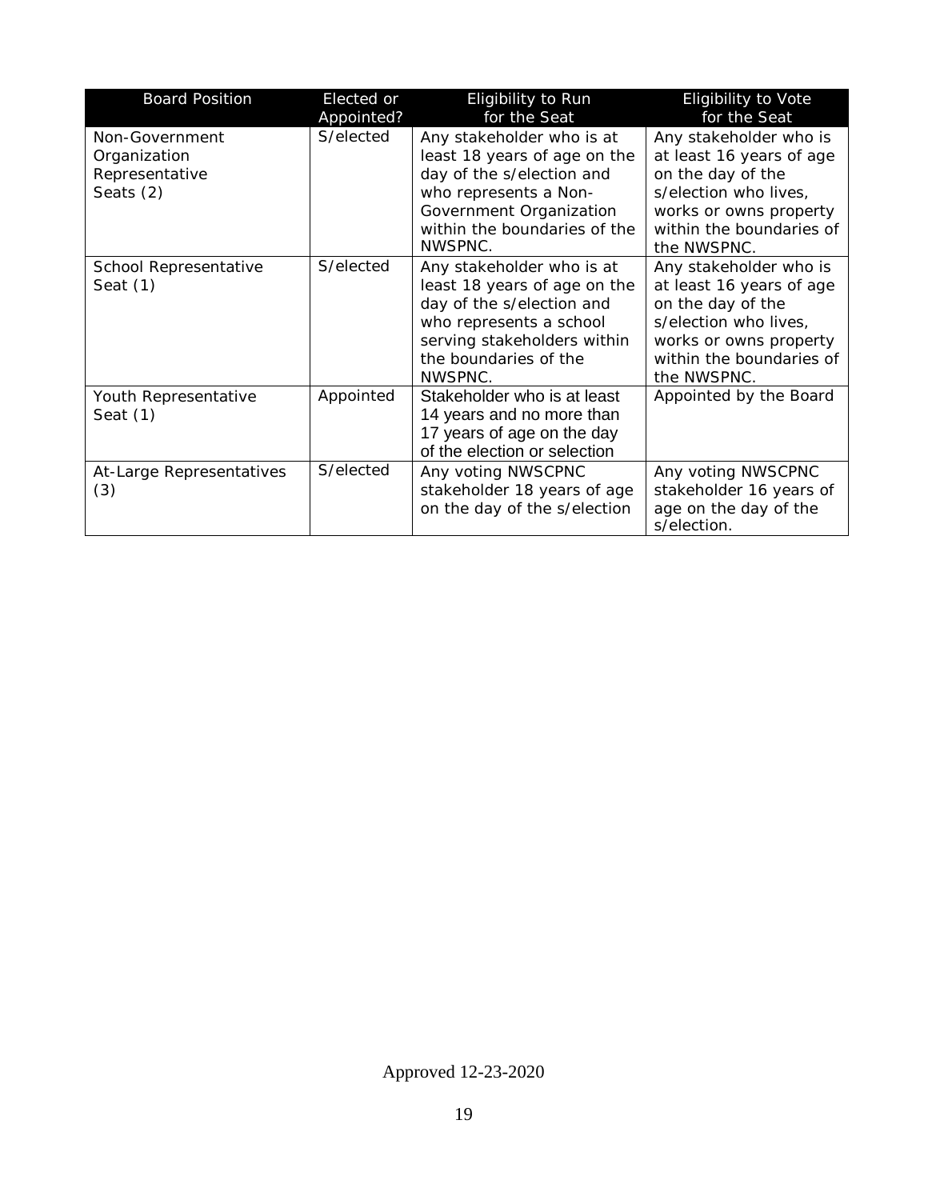| Board Position | Elected or Appointed? | Eligibility to Run for the Seat | Eligibility to Vote for the Seat |
|---|---|---|---|
| Non-Government Organization Representative Seats (2) | S/elected | Any stakeholder who is at least 18 years of age on the day of the s/election and who represents a Non-Government Organization within the boundaries of the NWSPNC. | Any stakeholder who is at least 16 years of age on the day of the s/election who lives, works or owns property within the boundaries of the NWSPNC. |
| School Representative Seat (1) | S/elected | Any stakeholder who is at least 18 years of age on the day of the s/election and who represents a school serving stakeholders within the boundaries of the NWSPNC. | Any stakeholder who is at least 16 years of age on the day of the s/election who lives, works or owns property within the boundaries of the NWSPNC. |
| Youth Representative Seat (1) | Appointed | Stakeholder who is at least 14 years and no more than 17 years of age on the day of the election or selection | Appointed by the Board |
| At-Large Representatives (3) | S/elected | Any voting NWSCPNC stakeholder 18 years of age on the day of the s/election | Any voting NWSCPNC stakeholder 16 years of age on the day of the s/election. |

Approved 12-23-2020